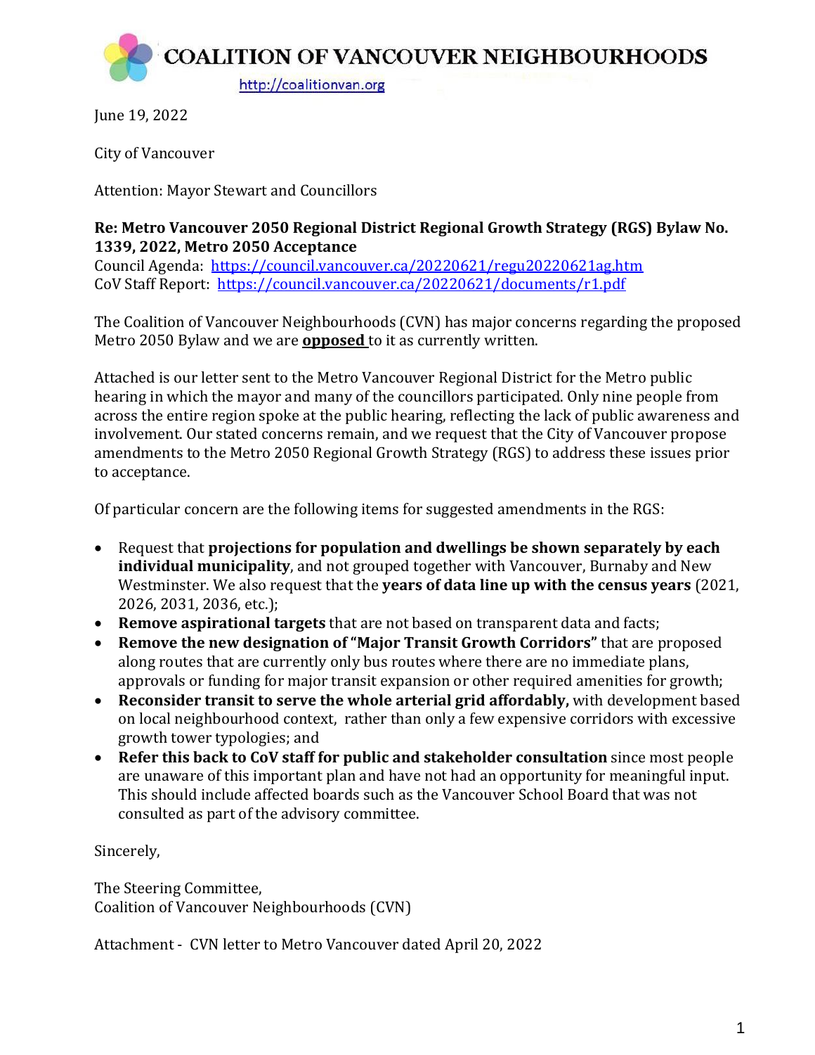# COALITION OF VANCOUVER NEIGHBOURHOODS

http://coalitionvan.org

June 19, 2022

City of Vancouver

Attention: Mayor Stewart and Councillors

**Re: Metro Vancouver 2050 Regional District Regional Growth Strategy (RGS) Bylaw No. 1339, 2022, Metro 2050 Acceptance**

Council Agenda: https://council.vancouver.ca/20220621/regu20220621ag.htm
CoV Staff Report: https://council.vancouver.ca/20220621/documents/r1.pdf

The Coalition of Vancouver Neighbourhoods (CVN) has major concerns regarding the proposed Metro 2050 Bylaw and we are **opposed** to it as currently written.

Attached is our letter sent to the Metro Vancouver Regional District for the Metro public hearing in which the mayor and many of the councillors participated. Only nine people from across the entire region spoke at the public hearing, reflecting the lack of public awareness and involvement. Our stated concerns remain, and we request that the City of Vancouver propose amendments to the Metro 2050 Regional Growth Strategy (RGS) to address these issues prior to acceptance.

Of particular concern are the following items for suggested amendments in the RGS:

- Request that **projections for population and dwellings be shown separately by each individual municipality**, and not grouped together with Vancouver, Burnaby and New Westminster. We also request that the **years of data line up with the census years** (2021, 2026, 2031, 2036, etc.);
- **Remove aspirational targets** that are not based on transparent data and facts;
- **Remove the new designation of "Major Transit Growth Corridors"** that are proposed along routes that are currently only bus routes where there are no immediate plans, approvals or funding for major transit expansion or other required amenities for growth;
- **Reconsider transit to serve the whole arterial grid affordably,** with development based on local neighbourhood context, rather than only a few expensive corridors with excessive growth tower typologies; and
- **Refer this back to CoV staff for public and stakeholder consultation** since most people are unaware of this important plan and have not had an opportunity for meaningful input. This should include affected boards such as the Vancouver School Board that was not consulted as part of the advisory committee.

Sincerely,

The Steering Committee,
Coalition of Vancouver Neighbourhoods (CVN)

Attachment - CVN letter to Metro Vancouver dated April 20, 2022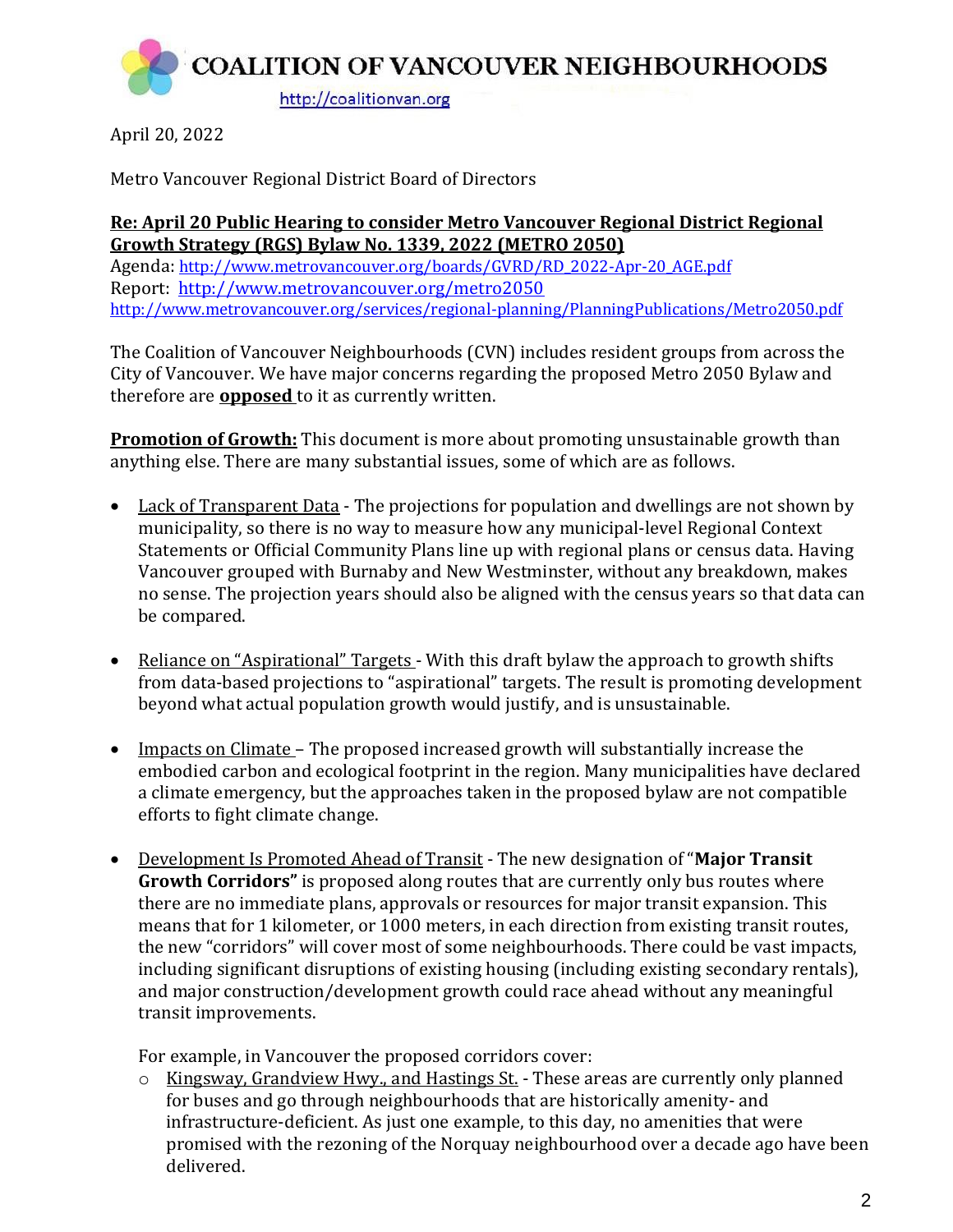**COALITION OF VANCOUVER NEIGHBOURHOODS**

http://coalitionvan.org

April 20, 2022

Metro Vancouver Regional District Board of Directors

**Re: April 20 Public Hearing to consider Metro Vancouver Regional District Regional Growth Strategy (RGS) Bylaw No. 1339, 2022 (METRO 2050)**

Agenda: http://www.metrovancouver.org/boards/GVRD/RD_2022-Apr-20_AGE.pdf
Report: http://www.metrovancouver.org/metro2050
http://www.metrovancouver.org/services/regional-planning/PlanningPublications/Metro2050.pdf

The Coalition of Vancouver Neighbourhoods (CVN) includes resident groups from across the City of Vancouver. We have major concerns regarding the proposed Metro 2050 Bylaw and therefore are **opposed** to it as currently written.

**Promotion of Growth:** This document is more about promoting unsustainable growth than anything else. There are many substantial issues, some of which are as follows.

- Lack of Transparent Data - The projections for population and dwellings are not shown by municipality, so there is no way to measure how any municipal-level Regional Context Statements or Official Community Plans line up with regional plans or census data. Having Vancouver grouped with Burnaby and New Westminster, without any breakdown, makes no sense. The projection years should also be aligned with the census years so that data can be compared.

- Reliance on "Aspirational" Targets - With this draft bylaw the approach to growth shifts from data-based projections to "aspirational" targets. The result is promoting development beyond what actual population growth would justify, and is unsustainable.

- Impacts on Climate – The proposed increased growth will substantially increase the embodied carbon and ecological footprint in the region. Many municipalities have declared a climate emergency, but the approaches taken in the proposed bylaw are not compatible efforts to fight climate change.

- Development Is Promoted Ahead of Transit - The new designation of "**Major Transit Growth Corridors"** is proposed along routes that are currently only bus routes where there are no immediate plans, approvals or resources for major transit expansion. This means that for 1 kilometer, or 1000 meters, in each direction from existing transit routes, the new "corridors" will cover most of some neighbourhoods. There could be vast impacts, including significant disruptions of existing housing (including existing secondary rentals), and major construction/development growth could race ahead without any meaningful transit improvements.

  For example, in Vancouver the proposed corridors cover:
  - Kingsway, Grandview Hwy., and Hastings St. - These areas are currently only planned for buses and go through neighbourhoods that are historically amenity- and infrastructure-deficient. As just one example, to this day, no amenities that were promised with the rezoning of the Norquay neighbourhood over a decade ago have been delivered.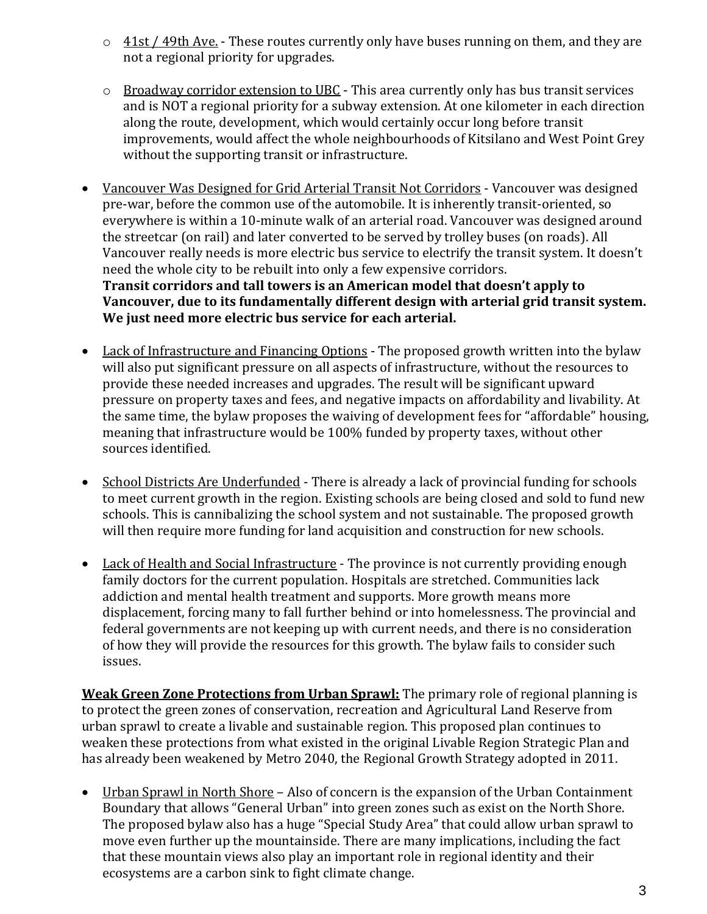- <u>41st / 49th Ave.</u> - These routes currently only have buses running on them, and they are not a regional priority for upgrades.

  - <u>Broadway corridor extension to UBC</u> - This area currently only has bus transit services and is NOT a regional priority for a subway extension. At one kilometer in each direction along the route, development, which would certainly occur long before transit improvements, would affect the whole neighbourhoods of Kitsilano and West Point Grey without the supporting transit or infrastructure.

- <u>Vancouver Was Designed for Grid Arterial Transit Not Corridors</u> - Vancouver was designed pre-war, before the common use of the automobile. It is inherently transit-oriented, so everywhere is within a 10-minute walk of an arterial road. Vancouver was designed around the streetcar (on rail) and later converted to be served by trolley buses (on roads). All Vancouver really needs is more electric bus service to electrify the transit system. It doesn't need the whole city to be rebuilt into only a few expensive corridors.
  **Transit corridors and tall towers is an American model that doesn't apply to Vancouver, due to its fundamentally different design with arterial grid transit system. We just need more electric bus service for each arterial.**

- <u>Lack of Infrastructure and Financing Options</u> - The proposed growth written into the bylaw will also put significant pressure on all aspects of infrastructure, without the resources to provide these needed increases and upgrades. The result will be significant upward pressure on property taxes and fees, and negative impacts on affordability and livability. At the same time, the bylaw proposes the waiving of development fees for "affordable" housing, meaning that infrastructure would be 100% funded by property taxes, without other sources identified.

- <u>School Districts Are Underfunded</u> - There is already a lack of provincial funding for schools to meet current growth in the region. Existing schools are being closed and sold to fund new schools. This is cannibalizing the school system and not sustainable. The proposed growth will then require more funding for land acquisition and construction for new schools.

- <u>Lack of Health and Social Infrastructure</u> - The province is not currently providing enough family doctors for the current population. Hospitals are stretched. Communities lack addiction and mental health treatment and supports. More growth means more displacement, forcing many to fall further behind or into homelessness. The provincial and federal governments are not keeping up with current needs, and there is no consideration of how they will provide the resources for this growth. The bylaw fails to consider such issues.

**<u>Weak Green Zone Protections from Urban Sprawl:</u>** The primary role of regional planning is to protect the green zones of conservation, recreation and Agricultural Land Reserve from urban sprawl to create a livable and sustainable region. This proposed plan continues to weaken these protections from what existed in the original Livable Region Strategic Plan and has already been weakened by Metro 2040, the Regional Growth Strategy adopted in 2011.

- <u>Urban Sprawl in North Shore</u> – Also of concern is the expansion of the Urban Containment Boundary that allows "General Urban" into green zones such as exist on the North Shore. The proposed bylaw also has a huge "Special Study Area" that could allow urban sprawl to move even further up the mountainside. There are many implications, including the fact that these mountain views also play an important role in regional identity and their ecosystems are a carbon sink to fight climate change.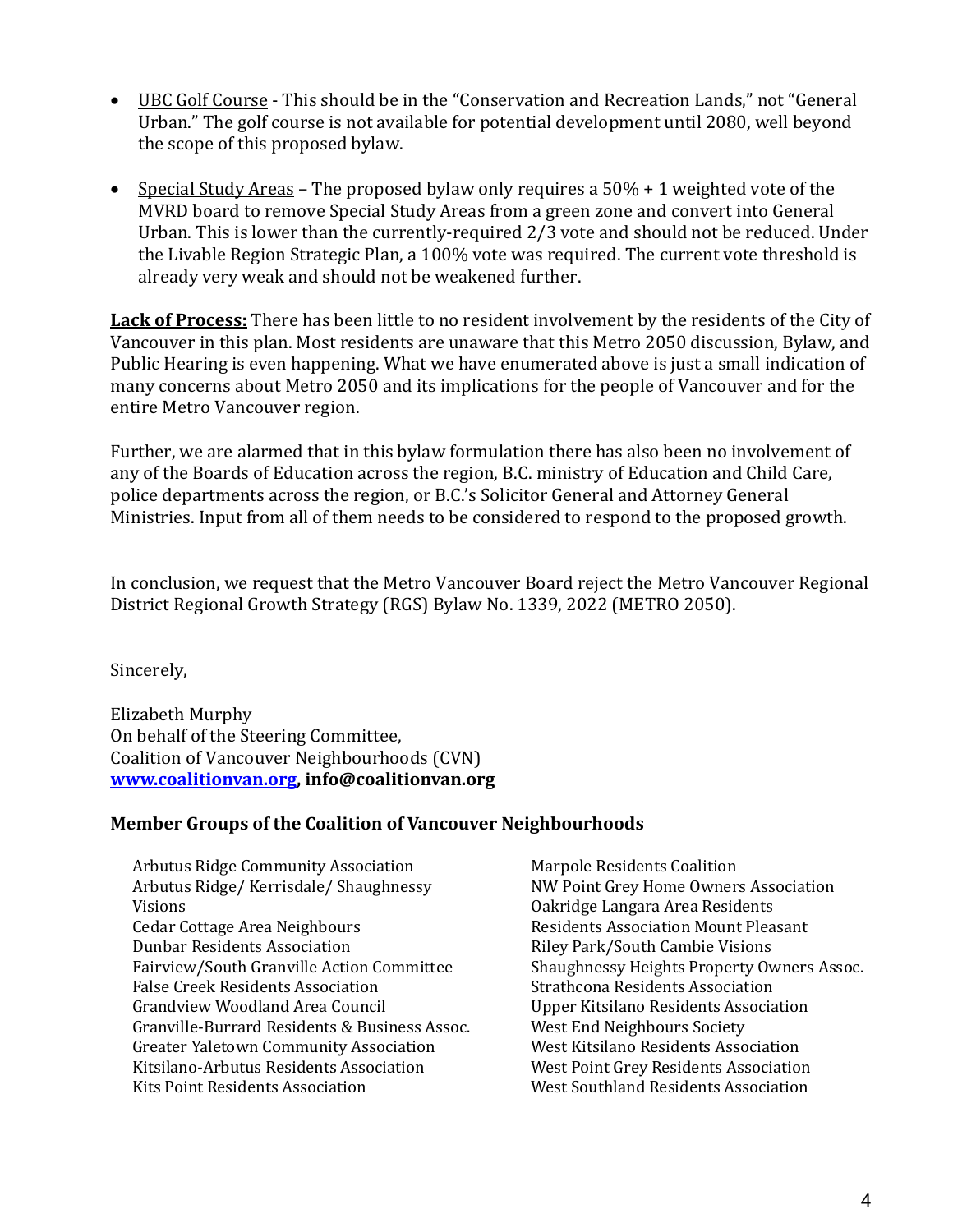- <u>UBC Golf Course</u> - This should be in the "Conservation and Recreation Lands," not "General Urban." The golf course is not available for potential development until 2080, well beyond the scope of this proposed bylaw.

- <u>Special Study Areas</u> – The proposed bylaw only requires a 50% + 1 weighted vote of the MVRD board to remove Special Study Areas from a green zone and convert into General Urban. This is lower than the currently-required 2/3 vote and should not be reduced. Under the Livable Region Strategic Plan, a 100% vote was required. The current vote threshold is already very weak and should not be weakened further.

**<u>Lack of Process:</u>** There has been little to no resident involvement by the residents of the City of Vancouver in this plan. Most residents are unaware that this Metro 2050 discussion, Bylaw, and Public Hearing is even happening. What we have enumerated above is just a small indication of many concerns about Metro 2050 and its implications for the people of Vancouver and for the entire Metro Vancouver region.

Further, we are alarmed that in this bylaw formulation there has also been no involvement of any of the Boards of Education across the region, B.C. ministry of Education and Child Care, police departments across the region, or B.C.'s Solicitor General and Attorney General Ministries. Input from all of them needs to be considered to respond to the proposed growth.

In conclusion, we request that the Metro Vancouver Board reject the Metro Vancouver Regional District Regional Growth Strategy (RGS) Bylaw No. 1339, 2022 (METRO 2050).

Sincerely,

Elizabeth Murphy
On behalf of the Steering Committee,
Coalition of Vancouver Neighbourhoods (CVN)
**[www.coalitionvan.org](http://www.coalitionvan.org), info@coalitionvan.org**

**Member Groups of the Coalition of Vancouver Neighbourhoods**

Arbutus Ridge Community Association
Arbutus Ridge/ Kerrisdale/ Shaughnessy Visions
Cedar Cottage Area Neighbours
Dunbar Residents Association
Fairview/South Granville Action Committee
False Creek Residents Association
Grandview Woodland Area Council
Granville-Burrard Residents & Business Assoc.
Greater Yaletown Community Association
Kitsilano-Arbutus Residents Association
Kits Point Residents Association
Marpole Residents Coalition
NW Point Grey Home Owners Association
Oakridge Langara Area Residents
Residents Association Mount Pleasant
Riley Park/South Cambie Visions
Shaughnessy Heights Property Owners Assoc.
Strathcona Residents Association
Upper Kitsilano Residents Association
West End Neighbours Society
West Kitsilano Residents Association
West Point Grey Residents Association
West Southland Residents Association